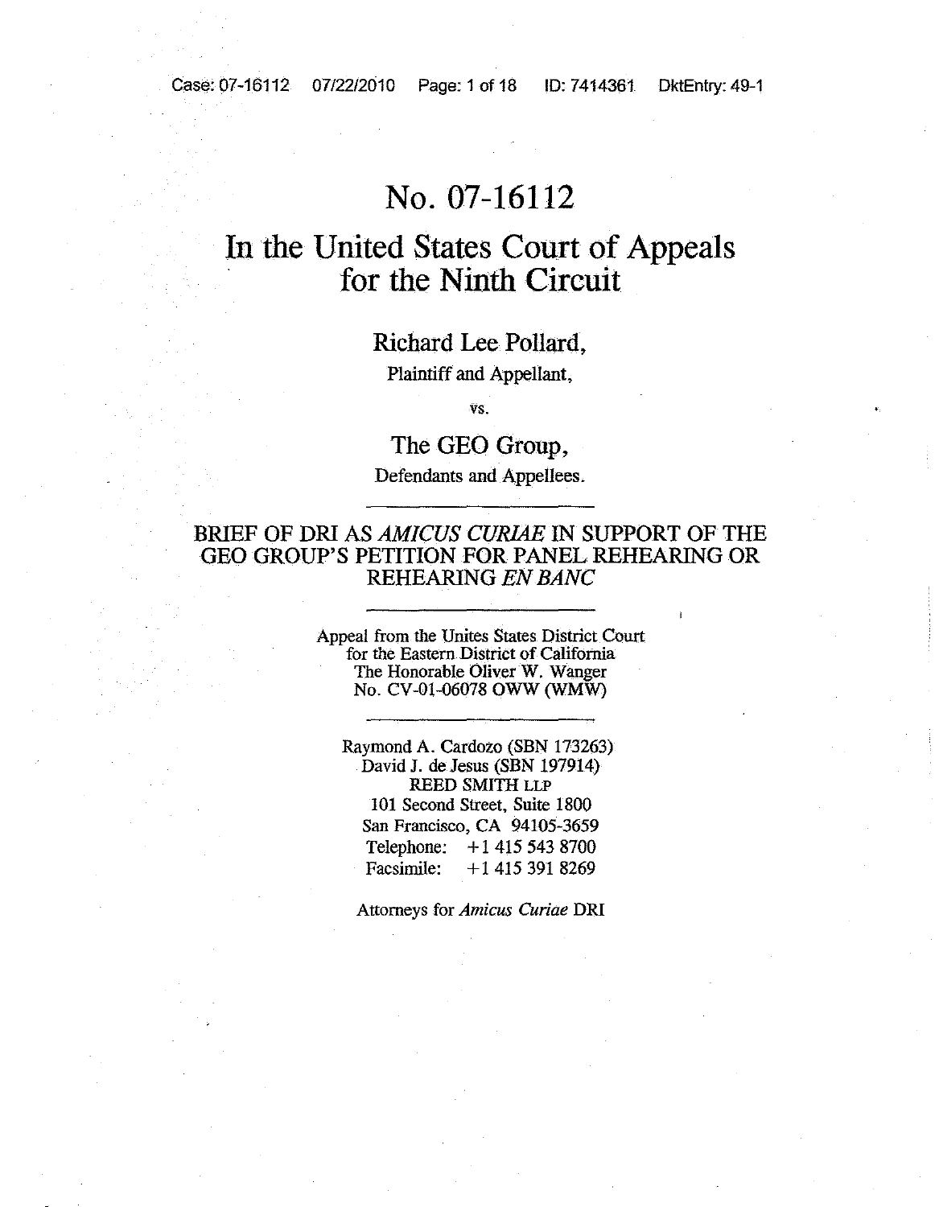# No. 07-16112

# In the United States Court of Appeals for the Ninth Circuit

Richard Lee Pollard,

Plaintiff and Appellant,

vs.

The GEO Group,

Defendants and Appellees.

---

## BRIEF OF DRI AS *AMICUS CURIAE* IN SUPPORT OF THE GEO GROUP'S PETITION FOR PANEL REHEARING OR REHEARING *EN BANC*

---

Appeal from the Unites States District Court
for the Eastern District of California
The Honorable Oliver W. Wanger
No. CV-01-06078 OWW (WMW)

---

Raymond A. Cardozo (SBN 173263)
David J. de Jesus (SBN 197914)
REED SMITH LLP
101 Second Street, Suite 1800
San Francisco, CA 94105-3659
Telephone: +1 415 543 8700
Facsimile: +1 415 391 8269

Attorneys for *Amicus Curiae* DRI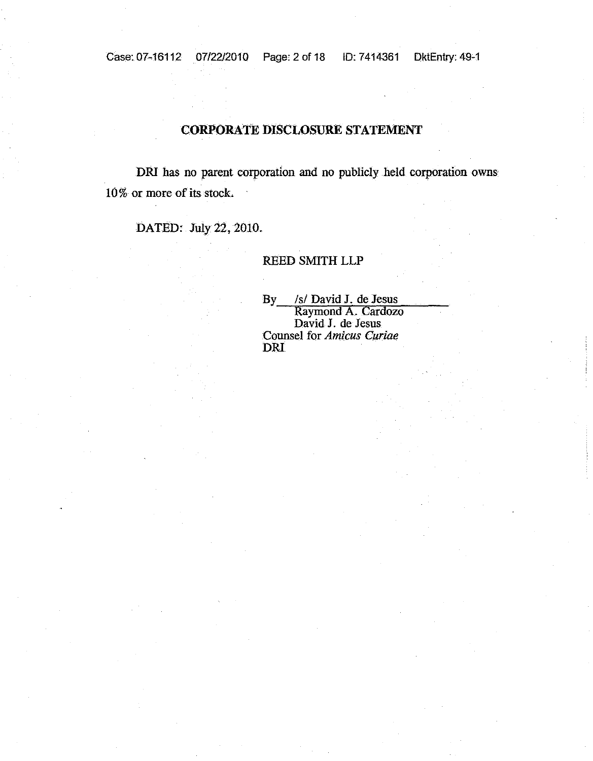## CORPORATE DISCLOSURE STATEMENT

DRI has no parent corporation and no publicly held corporation owns 10% or more of its stock.

DATED: July 22, 2010.

REED SMITH LLP

By /s/ David J. de Jesus
Raymond A. Cardozo
David J. de Jesus
Counsel for *Amicus Curiae*
DRI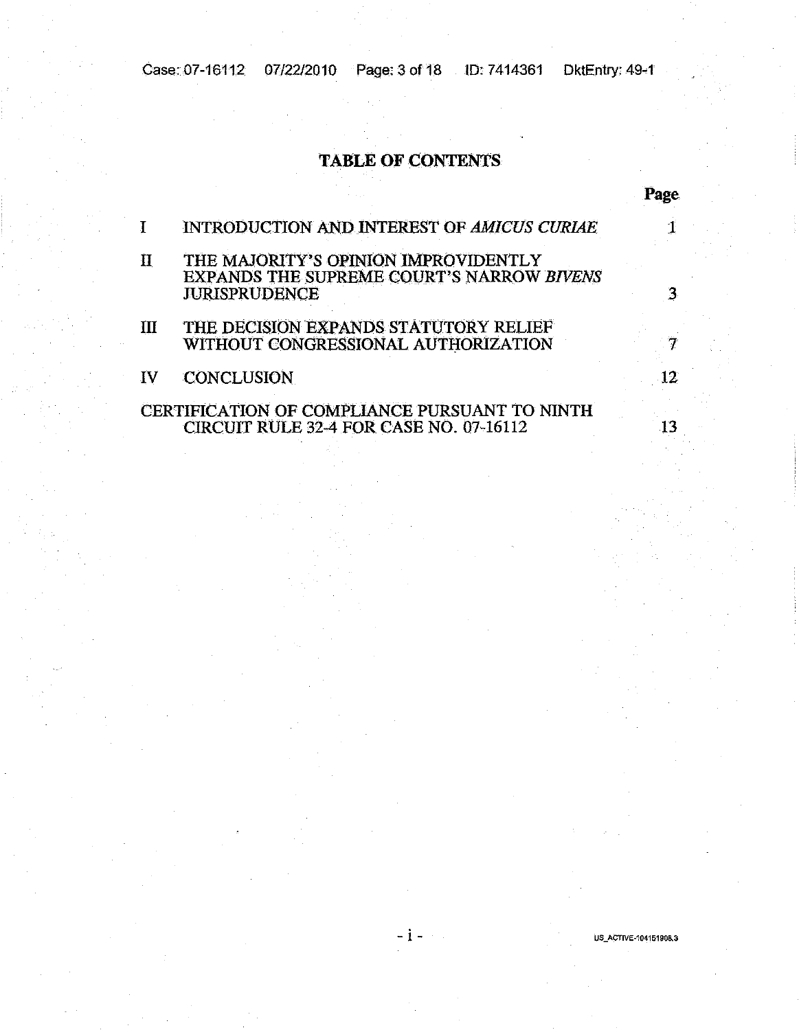# TABLE OF CONTENTS

| | | Page |
|---|---|---|
| I | INTRODUCTION AND INTEREST OF *AMICUS CURIAE* | 1 |
| II | THE MAJORITY'S OPINION IMPROVIDENTLY EXPANDS THE SUPREME COURT'S NARROW *BIVENS* JURISPRUDENCE | 3 |
| III | THE DECISION EXPANDS STATUTORY RELIEF WITHOUT CONGRESSIONAL AUTHORIZATION | 7 |
| IV | CONCLUSION | 12 |
| CERTIFICATION OF COMPLIANCE PURSUANT TO NINTH CIRCUIT RULE 32-4 FOR CASE NO. 07-16112 | | 13 |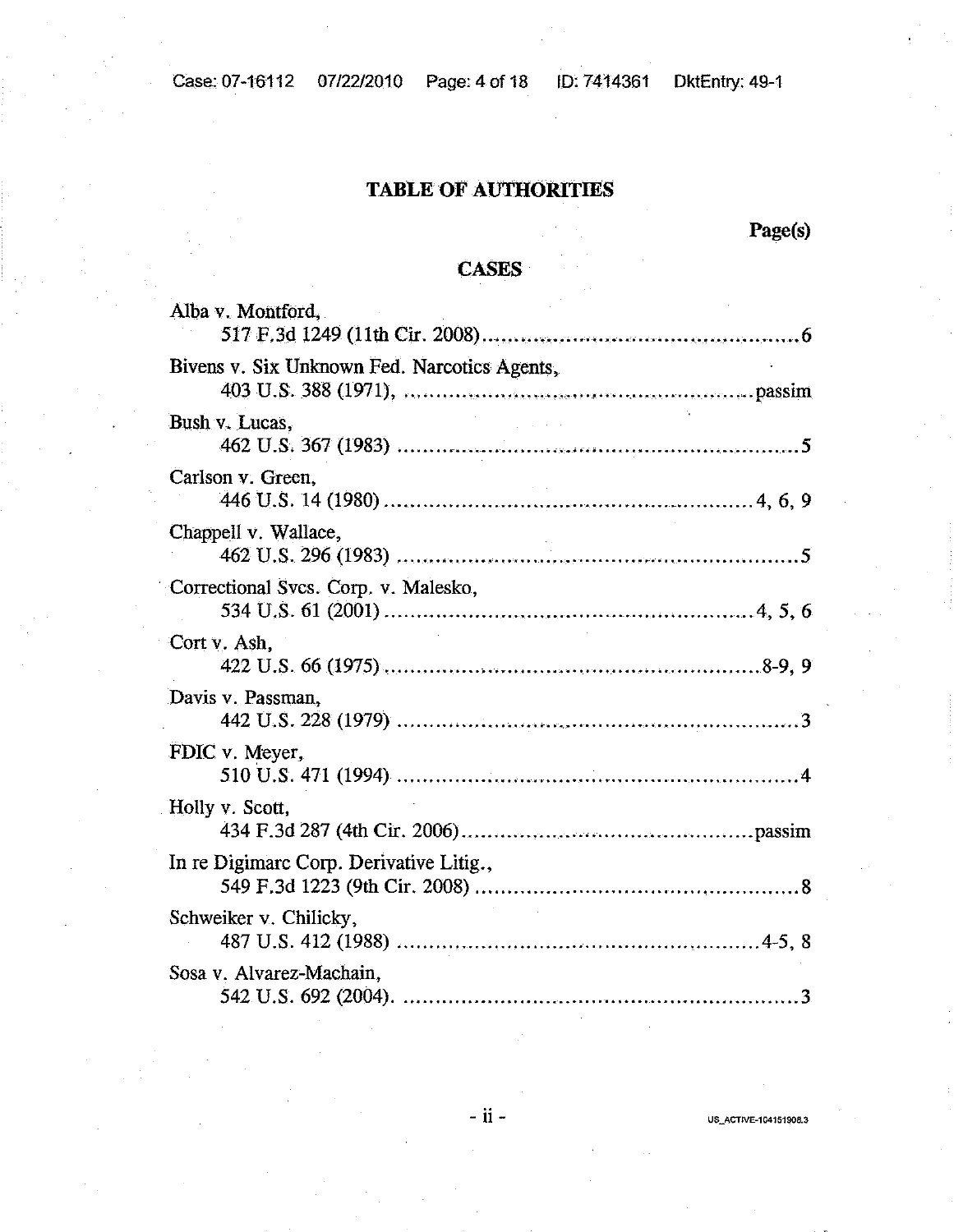# TABLE OF AUTHORITIES

**Page(s)**

## CASES

Alba v. Montford,
517 F.3d 1249 (11th Cir. 2008) .......................................... 6

Bivens v. Six Unknown Fed. Narcotics Agents,
403 U.S. 388 (1971), .......................................... passim

Bush v. Lucas,
462 U.S. 367 (1983) .......................................... 5

Carlson v. Green,
446 U.S. 14 (1980) .......................................... 4, 6, 9

Chappell v. Wallace,
462 U.S. 296 (1983) .......................................... 5

Correctional Svcs. Corp. v. Malesko,
534 U.S. 61 (2001) .......................................... 4, 5, 6

Cort v. Ash,
422 U.S. 66 (1975) .......................................... 8-9, 9

Davis v. Passman,
442 U.S. 228 (1979) .......................................... 3

FDIC v. Meyer,
510 U.S. 471 (1994) .......................................... 4

Holly v. Scott,
434 F.3d 287 (4th Cir. 2006) .......................................... passim

In re Digimarc Corp. Derivative Litig.,
549 F.3d 1223 (9th Cir. 2008) .......................................... 8

Schweiker v. Chilicky,
487 U.S. 412 (1988) .......................................... 4-5, 8

Sosa v. Alvarez-Machain,
542 U.S. 692 (2004). .......................................... 3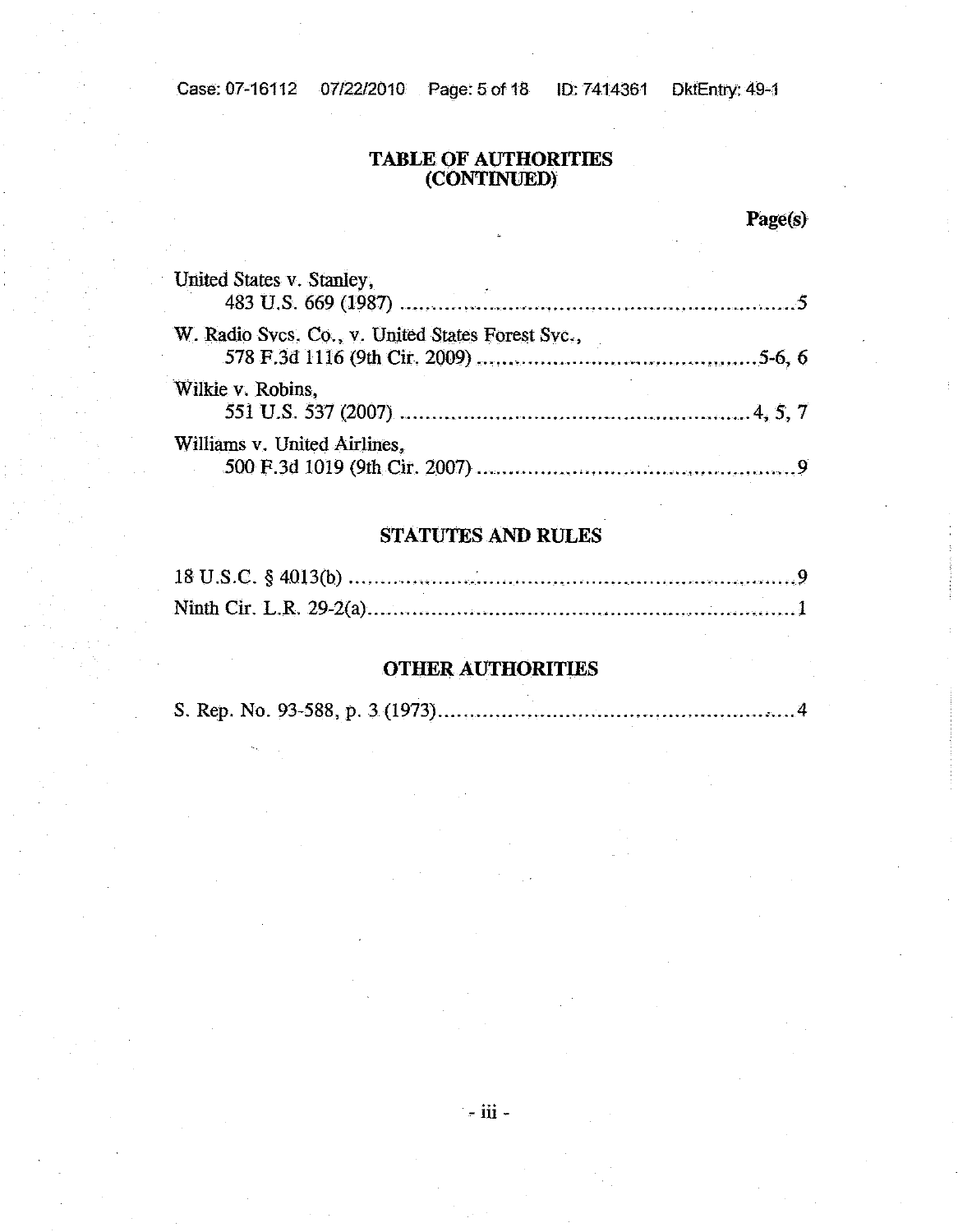## TABLE OF AUTHORITIES (CONTINUED)

**Page(s)**

United States v. Stanley,
483 U.S. 669 (1987) ..........................................................5

W. Radio Svcs. Co., v. United States Forest Svc.,
578 F.3d 1116 (9th Cir. 2009) ..........................................5-6, 6

Wilkie v. Robins,
551 U.S. 537 (2007) ..........................................................4, 5, 7

Williams v. United Airlines,
500 F.3d 1019 (9th Cir. 2007) ..........................................9

## STATUTES AND RULES

18 U.S.C. § 4013(b) ..........................................................9

Ninth Cir. L.R. 29-2(a)..........................................................1

## OTHER AUTHORITIES

S. Rep. No. 93-588, p. 3 (1973)..........................................................4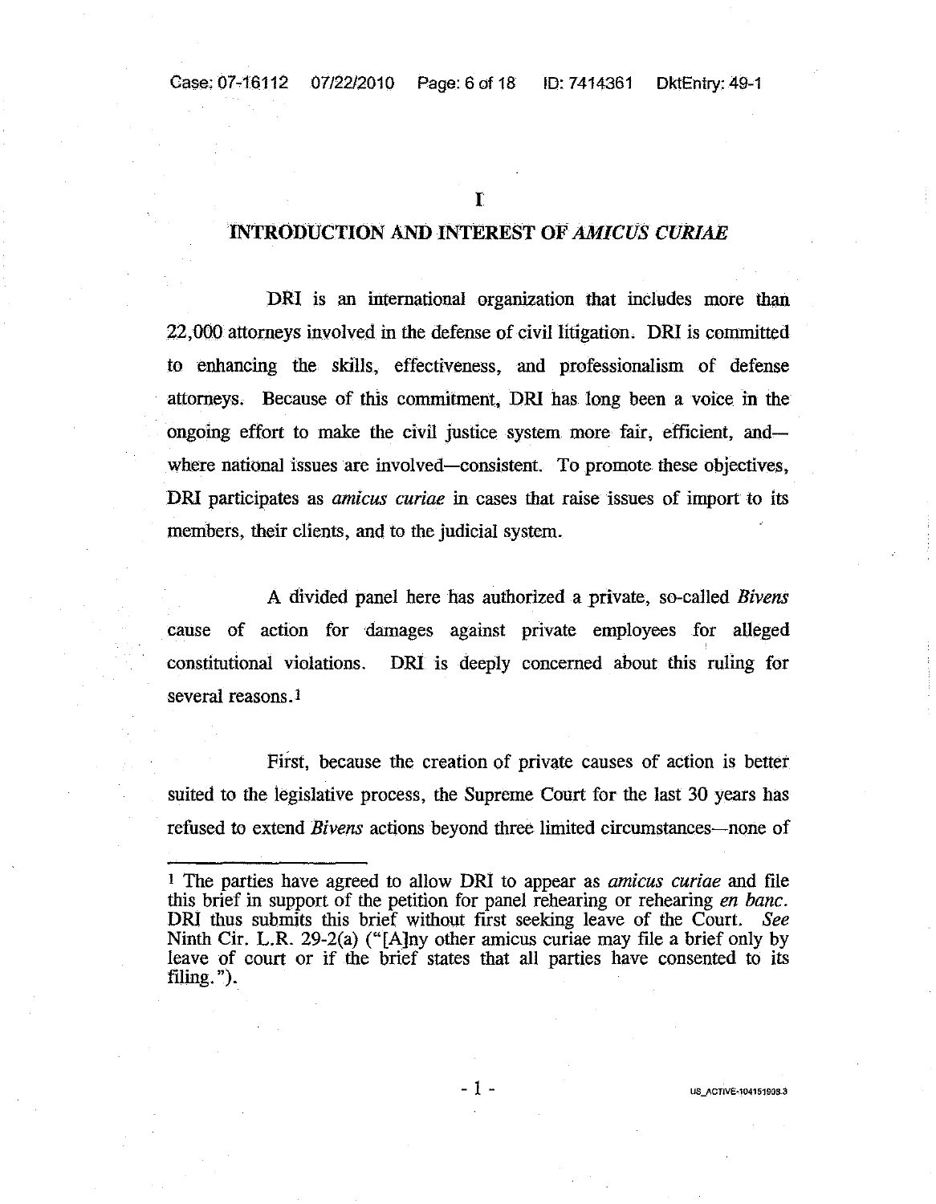# I

## INTRODUCTION AND INTEREST OF *AMICUS CURIAE*

DRI is an international organization that includes more than 22,000 attorneys involved in the defense of civil litigation. DRI is committed to enhancing the skills, effectiveness, and professionalism of defense attorneys. Because of this commitment, DRI has long been a voice in the ongoing effort to make the civil justice system more fair, efficient, and—where national issues are involved—consistent. To promote these objectives, DRI participates as *amicus curiae* in cases that raise issues of import to its members, their clients, and to the judicial system.

A divided panel here has authorized a private, so-called *Bivens* cause of action for damages against private employees for alleged constitutional violations. DRI is deeply concerned about this ruling for several reasons.[1]

First, because the creation of private causes of action is better suited to the legislative process, the Supreme Court for the last 30 years has refused to extend *Bivens* actions beyond three limited circumstances—none of

---

[1] The parties have agreed to allow DRI to appear as *amicus curiae* and file this brief in support of the petition for panel rehearing or rehearing *en banc*. DRI thus submits this brief without first seeking leave of the Court. *See* Ninth Cir. L.R. 29-2(a) ("[A]ny other amicus curiae may file a brief only by leave of court or if the brief states that all parties have consented to its filing.").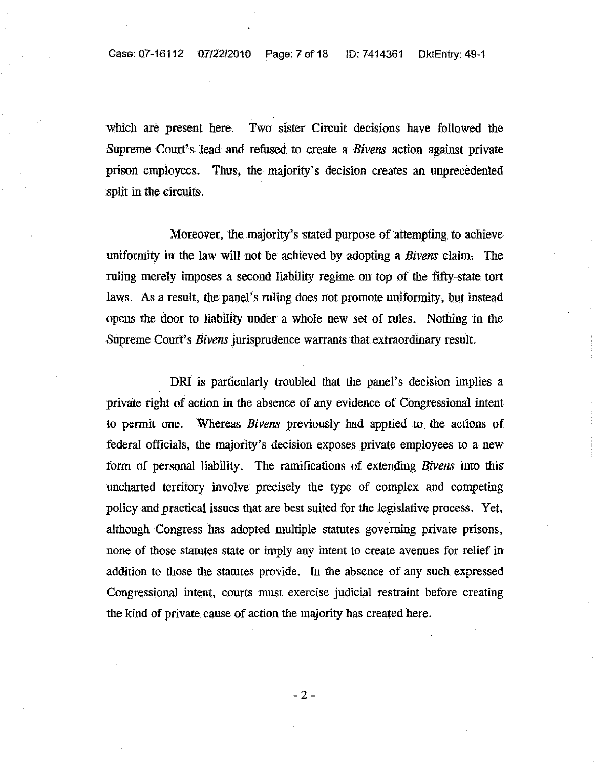which are present here. Two sister Circuit decisions have followed the Supreme Court's lead and refused to create a *Bivens* action against private prison employees. Thus, the majority's decision creates an unprecedented split in the circuits.

Moreover, the majority's stated purpose of attempting to achieve uniformity in the law will not be achieved by adopting a *Bivens* claim. The ruling merely imposes a second liability regime on top of the fifty-state tort laws. As a result, the panel's ruling does not promote uniformity, but instead opens the door to liability under a whole new set of rules. Nothing in the Supreme Court's *Bivens* jurisprudence warrants that extraordinary result.

DRI is particularly troubled that the panel's decision implies a private right of action in the absence of any evidence of Congressional intent to permit one. Whereas *Bivens* previously had applied to the actions of federal officials, the majority's decision exposes private employees to a new form of personal liability. The ramifications of extending *Bivens* into this uncharted territory involve precisely the type of complex and competing policy and practical issues that are best suited for the legislative process. Yet, although Congress has adopted multiple statutes governing private prisons, none of those statutes state or imply any intent to create avenues for relief in addition to those the statutes provide. In the absence of any such expressed Congressional intent, courts must exercise judicial restraint before creating the kind of private cause of action the majority has created here.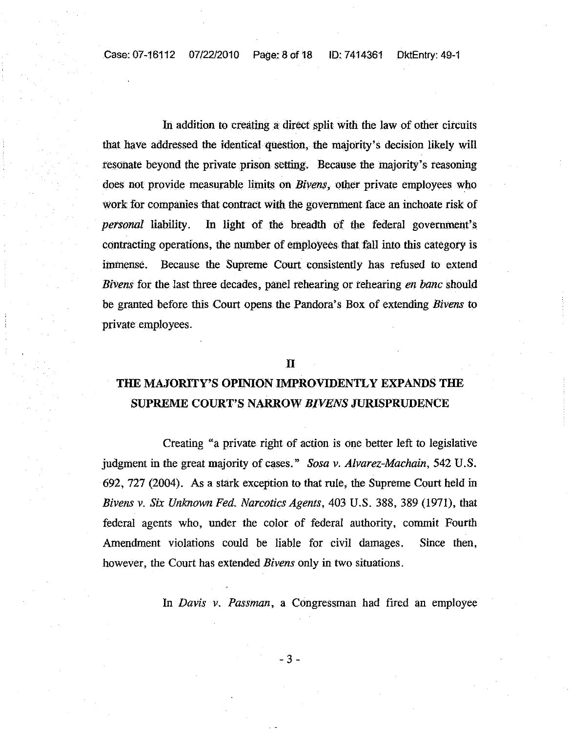In addition to creating a direct split with the law of other circuits that have addressed the identical question, the majority's decision likely will resonate beyond the private prison setting. Because the majority's reasoning does not provide measurable limits on *Bivens*, other private employees who work for companies that contract with the government face an inchoate risk of *personal* liability. In light of the breadth of the federal government's contracting operations, the number of employees that fall into this category is immense. Because the Supreme Court consistently has refused to extend *Bivens* for the last three decades, panel rehearing or rehearing *en banc* should be granted before this Court opens the Pandora's Box of extending *Bivens* to private employees.

## II

## THE MAJORITY'S OPINION IMPROVIDENTLY EXPANDS THE SUPREME COURT'S NARROW *BIVENS* JURISPRUDENCE

Creating "a private right of action is one better left to legislative judgment in the great majority of cases." *Sosa v. Alvarez-Machain*, 542 U.S. 692, 727 (2004). As a stark exception to that rule, the Supreme Court held in *Bivens v. Six Unknown Fed. Narcotics Agents*, 403 U.S. 388, 389 (1971), that federal agents who, under the color of federal authority, commit Fourth Amendment violations could be liable for civil damages. Since then, however, the Court has extended *Bivens* only in two situations.

In *Davis v. Passman*, a Congressman had fired an employee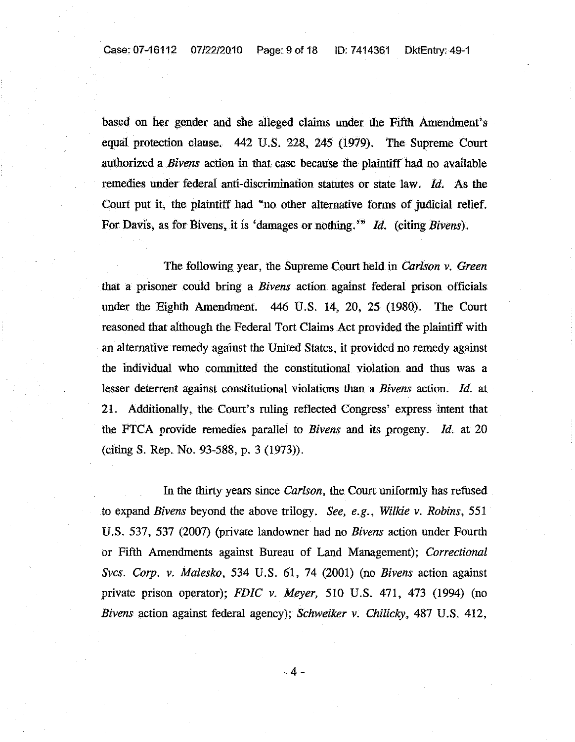based on her gender and she alleged claims under the Fifth Amendment's equal protection clause. 442 U.S. 228, 245 (1979). The Supreme Court authorized a *Bivens* action in that case because the plaintiff had no available remedies under federal anti-discrimination statutes or state law. *Id.* As the Court put it, the plaintiff had "no other alternative forms of judicial relief. For Davis, as for Bivens, it is 'damages or nothing.'" *Id.* (citing *Bivens*).

The following year, the Supreme Court held in *Carlson v. Green* that a prisoner could bring a *Bivens* action against federal prison officials under the Eighth Amendment. 446 U.S. 14, 20, 25 (1980). The Court reasoned that although the Federal Tort Claims Act provided the plaintiff with an alternative remedy against the United States, it provided no remedy against the individual who committed the constitutional violation and thus was a lesser deterrent against constitutional violations than a *Bivens* action. *Id.* at 21. Additionally, the Court's ruling reflected Congress' express intent that the FTCA provide remedies parallel to *Bivens* and its progeny. *Id.* at 20 (citing S. Rep. No. 93-588, p. 3 (1973)).

In the thirty years since *Carlson*, the Court uniformly has refused to expand *Bivens* beyond the above trilogy. *See, e.g.*, *Wilkie v. Robins*, 551 U.S. 537, 537 (2007) (private landowner had no *Bivens* action under Fourth or Fifth Amendments against Bureau of Land Management); *Correctional Svcs. Corp. v. Malesko*, 534 U.S. 61, 74 (2001) (no *Bivens* action against private prison operator); *FDIC v. Meyer*, 510 U.S. 471, 473 (1994) (no *Bivens* action against federal agency); *Schweiker v. Chilicky*, 487 U.S. 412,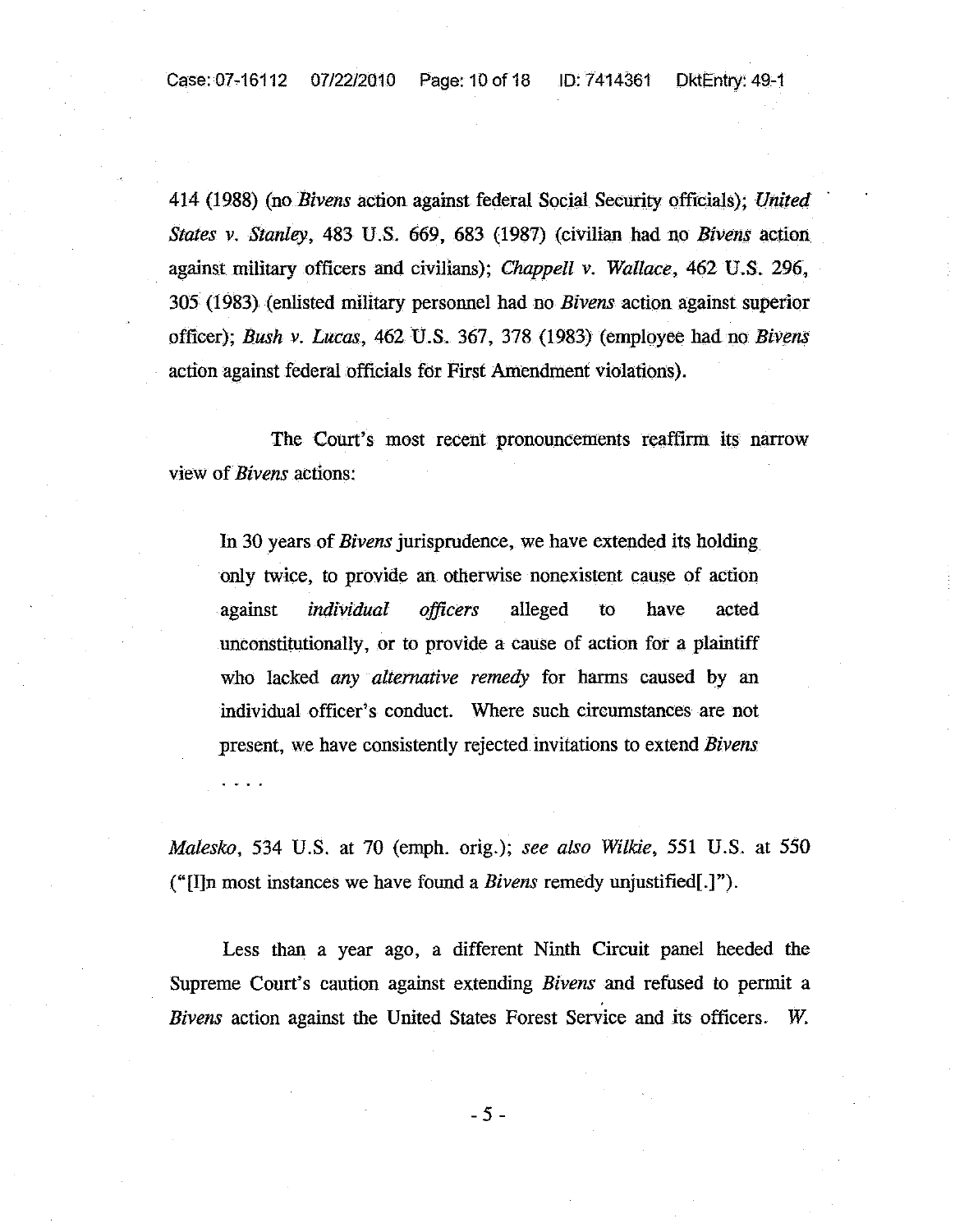414 (1988) (no *Bivens* action against federal Social Security officials); *United States v. Stanley*, 483 U.S. 669, 683 (1987) (civilian had no *Bivens* action against military officers and civilians); *Chappell v. Wallace*, 462 U.S. 296, 305 (1983) (enlisted military personnel had no *Bivens* action against superior officer); *Bush v. Lucas*, 462 U.S. 367, 378 (1983) (employee had no *Bivens* action against federal officials for First Amendment violations).

The Court's most recent pronouncements reaffirm its narrow view of *Bivens* actions:

> In 30 years of *Bivens* jurisprudence, we have extended its holding only twice, to provide an otherwise nonexistent cause of action against *individual officers* alleged to have acted unconstitutionally, or to provide a cause of action for a plaintiff who lacked *any alternative remedy* for harms caused by an individual officer's conduct. Where such circumstances are not present, we have consistently rejected invitations to extend *Bivens* . . . .

*Malesko*, 534 U.S. at 70 (emph. orig.); *see also Wilkie*, 551 U.S. at 550 ("[I]n most instances we have found a *Bivens* remedy unjustified[.]").

Less than a year ago, a different Ninth Circuit panel heeded the Supreme Court's caution against extending *Bivens* and refused to permit a *Bivens* action against the United States Forest Service and its officers. *W.*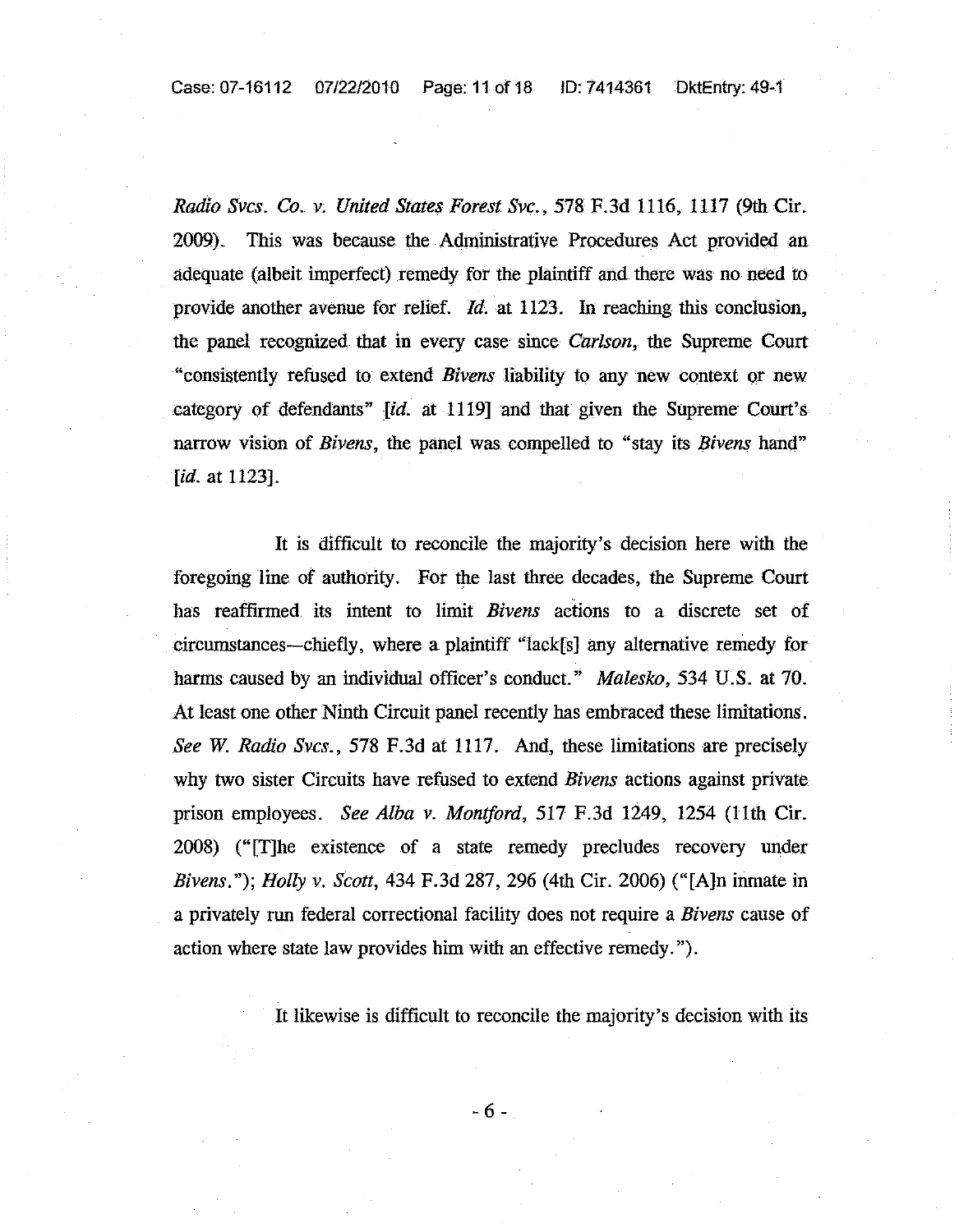*Radio Svcs. Co. v. United States Forest Svc.*, 578 F.3d 1116, 1117 (9th Cir. 2009). This was because the Administrative Procedures Act provided an adequate (albeit imperfect) remedy for the plaintiff and there was no need to provide another avenue for relief. *Id.* at 1123. In reaching this conclusion, the panel recognized that in every case since *Carlson*, the Supreme Court "consistently refused to extend *Bivens* liability to any new context or new category of defendants" [*id.* at 1119] and that given the Supreme Court's narrow vision of *Bivens*, the panel was compelled to "stay its *Bivens* hand" [*id.* at 1123].

It is difficult to reconcile the majority's decision here with the foregoing line of authority. For the last three decades, the Supreme Court has reaffirmed its intent to limit *Bivens* actions to a discrete set of circumstances—chiefly, where a plaintiff "lack[s] any alternative remedy for harms caused by an individual officer's conduct." *Malesko*, 534 U.S. at 70. At least one other Ninth Circuit panel recently has embraced these limitations. *See W. Radio Svcs.*, 578 F.3d at 1117. And, these limitations are precisely why two sister Circuits have refused to extend *Bivens* actions against private prison employees. *See Alba v. Montford*, 517 F.3d 1249, 1254 (11th Cir. 2008) ("[T]he existence of a state remedy precludes recovery under *Bivens*."); *Holly v. Scott*, 434 F.3d 287, 296 (4th Cir. 2006) ("[A]n inmate in a privately run federal correctional facility does not require a *Bivens* cause of action where state law provides him with an effective remedy.").

It likewise is difficult to reconcile the majority's decision with its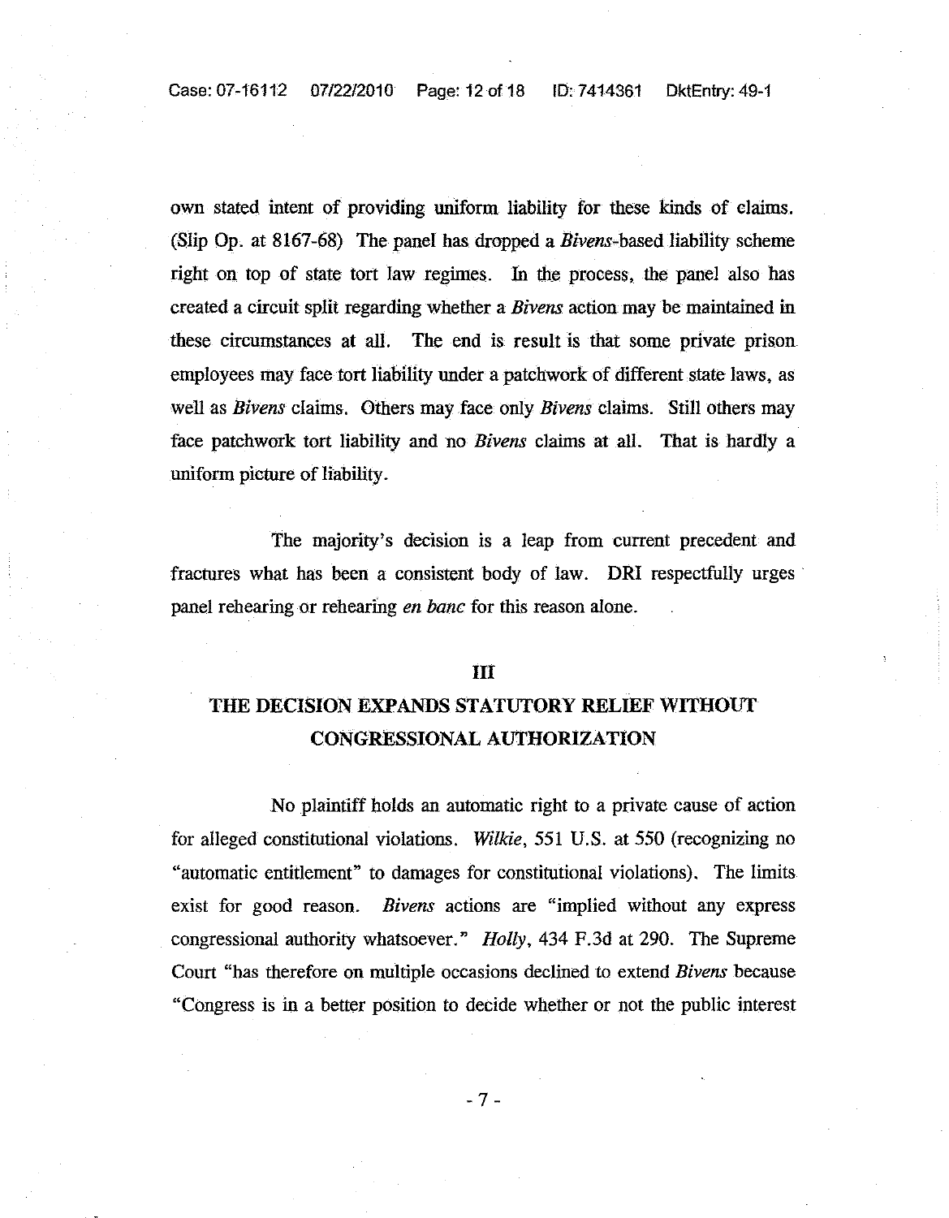own stated intent of providing uniform liability for these kinds of claims. (Slip Op. at 8167-68) The panel has dropped a *Bivens*-based liability scheme right on top of state tort law regimes. In the process, the panel also has created a circuit split regarding whether a *Bivens* action may be maintained in these circumstances at all. The end is result is that some private prison employees may face tort liability under a patchwork of different state laws, as well as *Bivens* claims. Others may face only *Bivens* claims. Still others may face patchwork tort liability and no *Bivens* claims at all. That is hardly a uniform picture of liability.

The majority's decision is a leap from current precedent and fractures what has been a consistent body of law. DRI respectfully urges panel rehearing or rehearing *en banc* for this reason alone.

## III

## THE DECISION EXPANDS STATUTORY RELIEF WITHOUT CONGRESSIONAL AUTHORIZATION

No plaintiff holds an automatic right to a private cause of action for alleged constitutional violations. *Wilkie*, 551 U.S. at 550 (recognizing no "automatic entitlement" to damages for constitutional violations). The limits exist for good reason. *Bivens* actions are "implied without any express congressional authority whatsoever." *Holly*, 434 F.3d at 290. The Supreme Court "has therefore on multiple occasions declined to extend *Bivens* because "Congress is in a better position to decide whether or not the public interest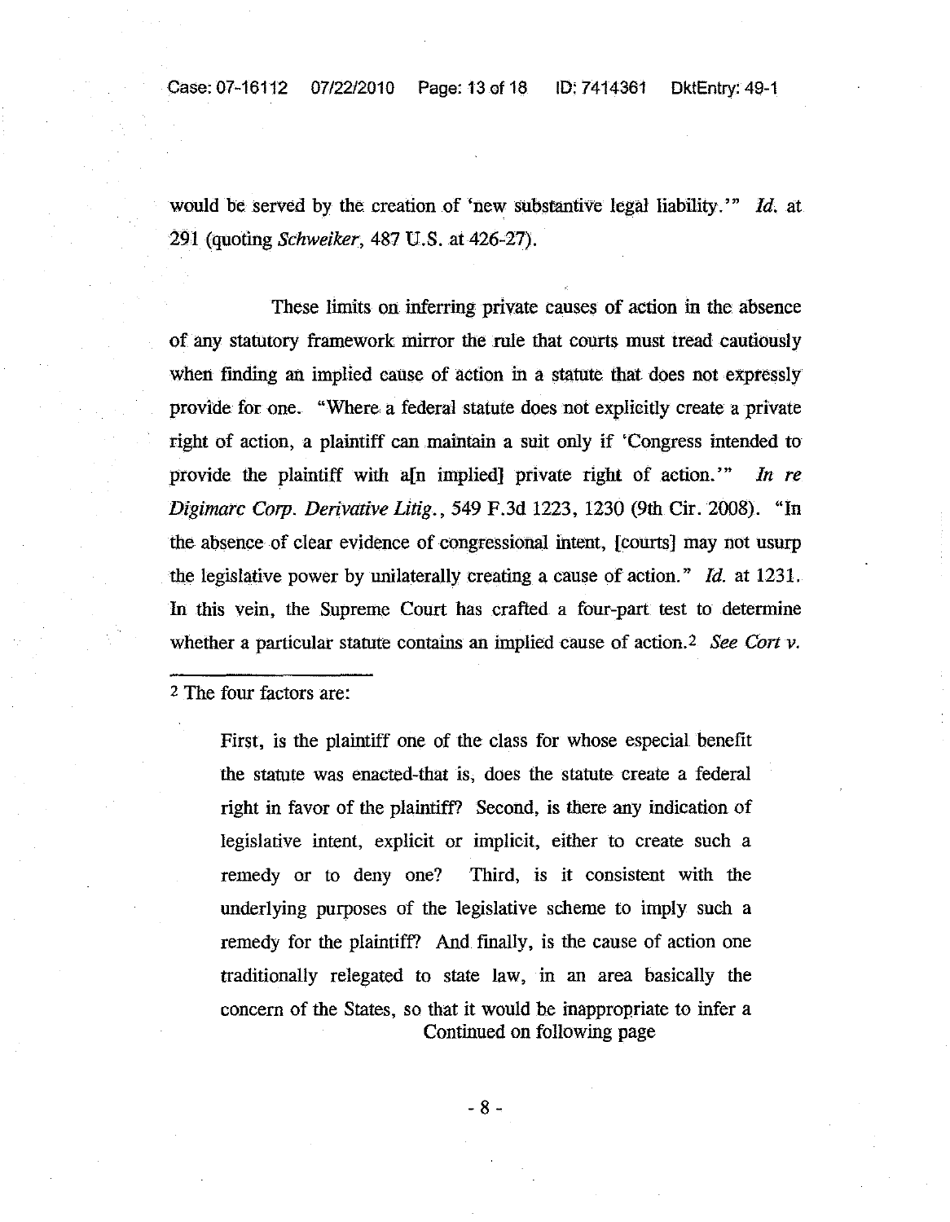would be served by the creation of 'new substantive legal liability.'" *Id.* at 291 (quoting *Schweiker*, 487 U.S. at 426-27).

These limits on inferring private causes of action in the absence of any statutory framework mirror the rule that courts must tread cautiously when finding an implied cause of action in a statute that does not expressly provide for one. "Where a federal statute does not explicitly create a private right of action, a plaintiff can maintain a suit only if 'Congress intended to provide the plaintiff with a[n implied] private right of action.'" *In re Digimarc Corp. Derivative Litig.*, 549 F.3d 1223, 1230 (9th Cir. 2008). "In the absence of clear evidence of congressional intent, [courts] may not usurp the legislative power by unilaterally creating a cause of action." *Id.* at 1231. In this vein, the Supreme Court has crafted a four-part test to determine whether a particular statute contains an implied cause of action.[2] *See Cort v.*

---

[2] The four factors are:

> First, is the plaintiff one of the class for whose especial benefit the statute was enacted-that is, does the statute create a federal right in favor of the plaintiff? Second, is there any indication of legislative intent, explicit or implicit, either to create such a remedy or to deny one? Third, is it consistent with the underlying purposes of the legislative scheme to imply such a remedy for the plaintiff? And finally, is the cause of action one traditionally relegated to state law, in an area basically the concern of the States, so that it would be inappropriate to infer a

Continued on following page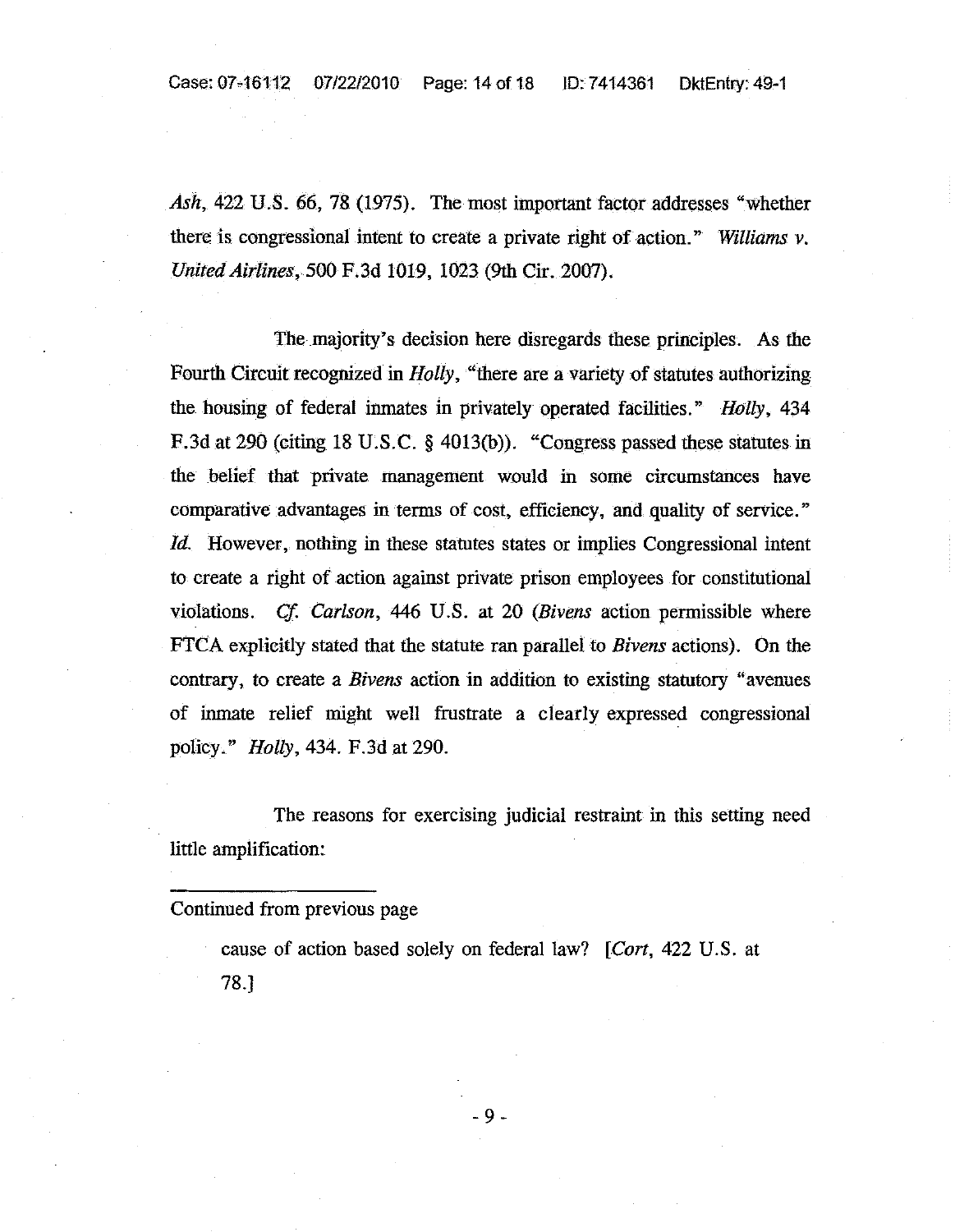*Ash*, 422 U.S. 66, 78 (1975). The most important factor addresses "whether there is congressional intent to create a private right of action." *Williams v. United Airlines*, 500 F.3d 1019, 1023 (9th Cir. 2007).

The majority's decision here disregards these principles. As the Fourth Circuit recognized in *Holly*, "there are a variety of statutes authorizing the housing of federal inmates in privately operated facilities." *Holly*, 434 F.3d at 290 (citing 18 U.S.C. § 4013(b)). "Congress passed these statutes in the belief that private management would in some circumstances have comparative advantages in terms of cost, efficiency, and quality of service." *Id.* However, nothing in these statutes states or implies Congressional intent to create a right of action against private prison employees for constitutional violations. *Cf. Carlson*, 446 U.S. at 20 (*Bivens* action permissible where FTCA explicitly stated that the statute ran parallel to *Bivens* actions). On the contrary, to create a *Bivens* action in addition to existing statutory "avenues of inmate relief might well frustrate a clearly expressed congressional policy." *Holly*, 434. F.3d at 290.

The reasons for exercising judicial restraint in this setting need little amplification:

---

Continued from previous page

> cause of action based solely on federal law? [*Cort*, 422 U.S. at 78.]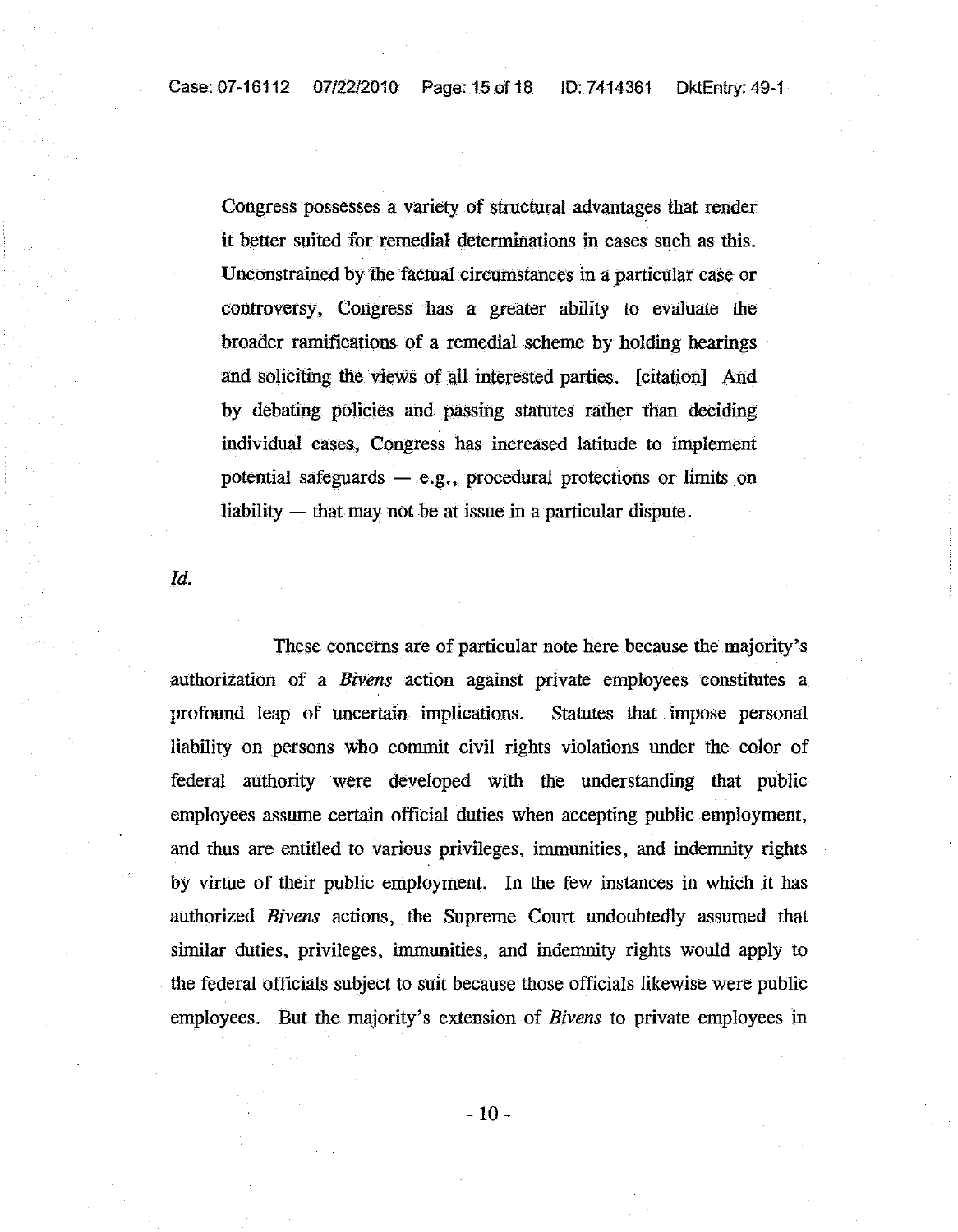> Congress possesses a variety of structural advantages that render it better suited for remedial determinations in cases such as this. Unconstrained by the factual circumstances in a particular case or controversy, Congress has a greater ability to evaluate the broader ramifications of a remedial scheme by holding hearings and soliciting the views of all interested parties. [citation] And by debating policies and passing statutes rather than deciding individual cases, Congress has increased latitude to implement potential safeguards — e.g., procedural protections or limits on liability — that may not be at issue in a particular dispute.

*Id.*

These concerns are of particular note here because the majority's authorization of a *Bivens* action against private employees constitutes a profound leap of uncertain implications. Statutes that impose personal liability on persons who commit civil rights violations under the color of federal authority were developed with the understanding that public employees assume certain official duties when accepting public employment, and thus are entitled to various privileges, immunities, and indemnity rights by virtue of their public employment. In the few instances in which it has authorized *Bivens* actions, the Supreme Court undoubtedly assumed that similar duties, privileges, immunities, and indemnity rights would apply to the federal officials subject to suit because those officials likewise were public employees. But the majority's extension of *Bivens* to private employees in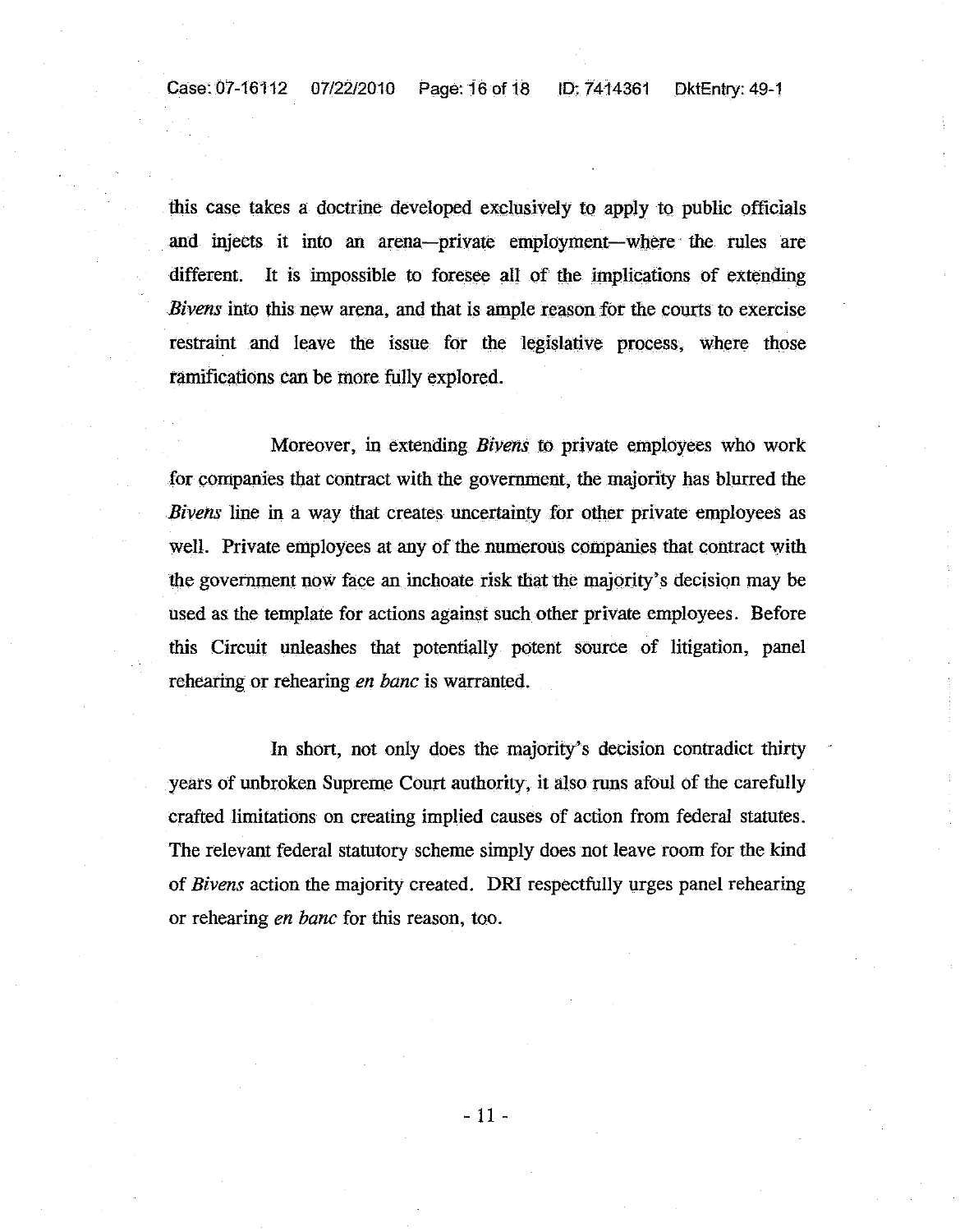this case takes a doctrine developed exclusively to apply to public officials and injects it into an arena—private employment—where the rules are different. It is impossible to foresee all of the implications of extending *Bivens* into this new arena, and that is ample reason for the courts to exercise restraint and leave the issue for the legislative process, where those ramifications can be more fully explored.

Moreover, in extending *Bivens* to private employees who work for companies that contract with the government, the majority has blurred the *Bivens* line in a way that creates uncertainty for other private employees as well. Private employees at any of the numerous companies that contract with the government now face an inchoate risk that the majority's decision may be used as the template for actions against such other private employees. Before this Circuit unleashes that potentially potent source of litigation, panel rehearing or rehearing *en banc* is warranted.

In short, not only does the majority's decision contradict thirty years of unbroken Supreme Court authority, it also runs afoul of the carefully crafted limitations on creating implied causes of action from federal statutes. The relevant federal statutory scheme simply does not leave room for the kind of *Bivens* action the majority created. DRI respectfully urges panel rehearing or rehearing *en banc* for this reason, too.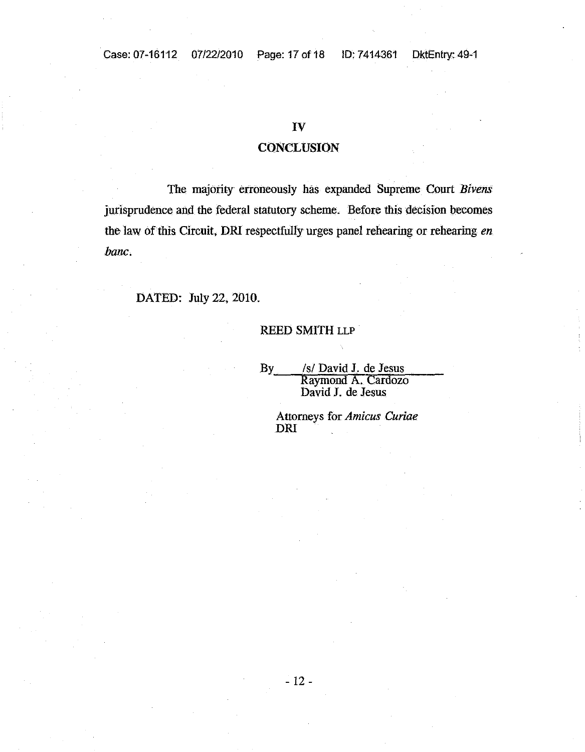## IV

## CONCLUSION

The majority erroneously has expanded Supreme Court *Bivens* jurisprudence and the federal statutory scheme. Before this decision becomes the law of this Circuit, DRI respectfully urges panel rehearing or rehearing *en banc*.

DATED: July 22, 2010.

REED SMITH LLP

By /s/ David J. de Jesus
Raymond A. Cardozo
David J. de Jesus

Attorneys for *Amicus Curiae*
DRI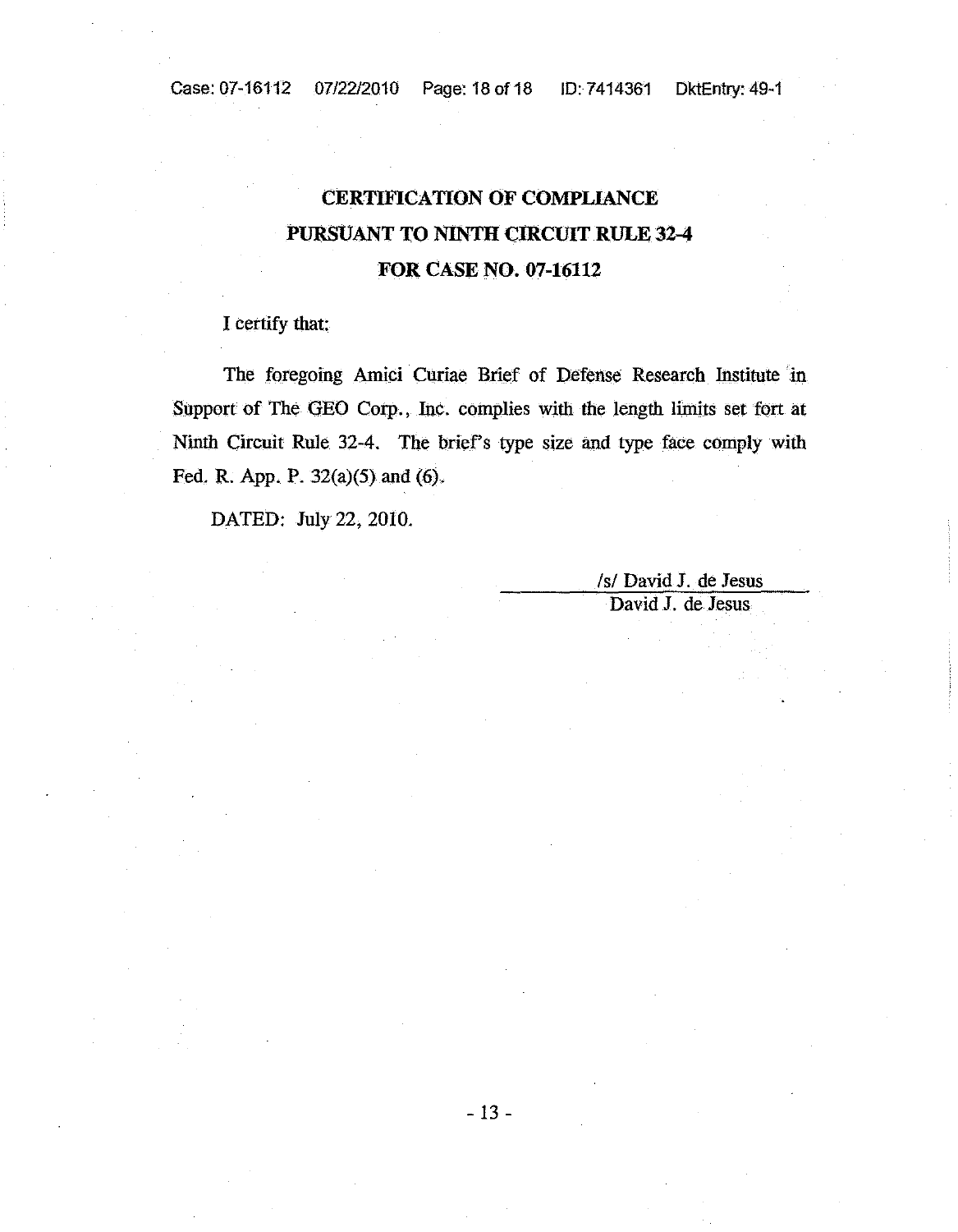# CERTIFICATION OF COMPLIANCE PURSUANT TO NINTH CIRCUIT RULE 32-4 FOR CASE NO. 07-16112

I certify that:

The foregoing Amici Curiae Brief of Defense Research Institute in Support of The GEO Corp., Inc. complies with the length limits set fort at Ninth Circuit Rule 32-4. The brief's type size and type face comply with Fed. R. App. P. 32(a)(5) and (6).

DATED: July 22, 2010.

/s/ David J. de Jesus
David J. de Jesus